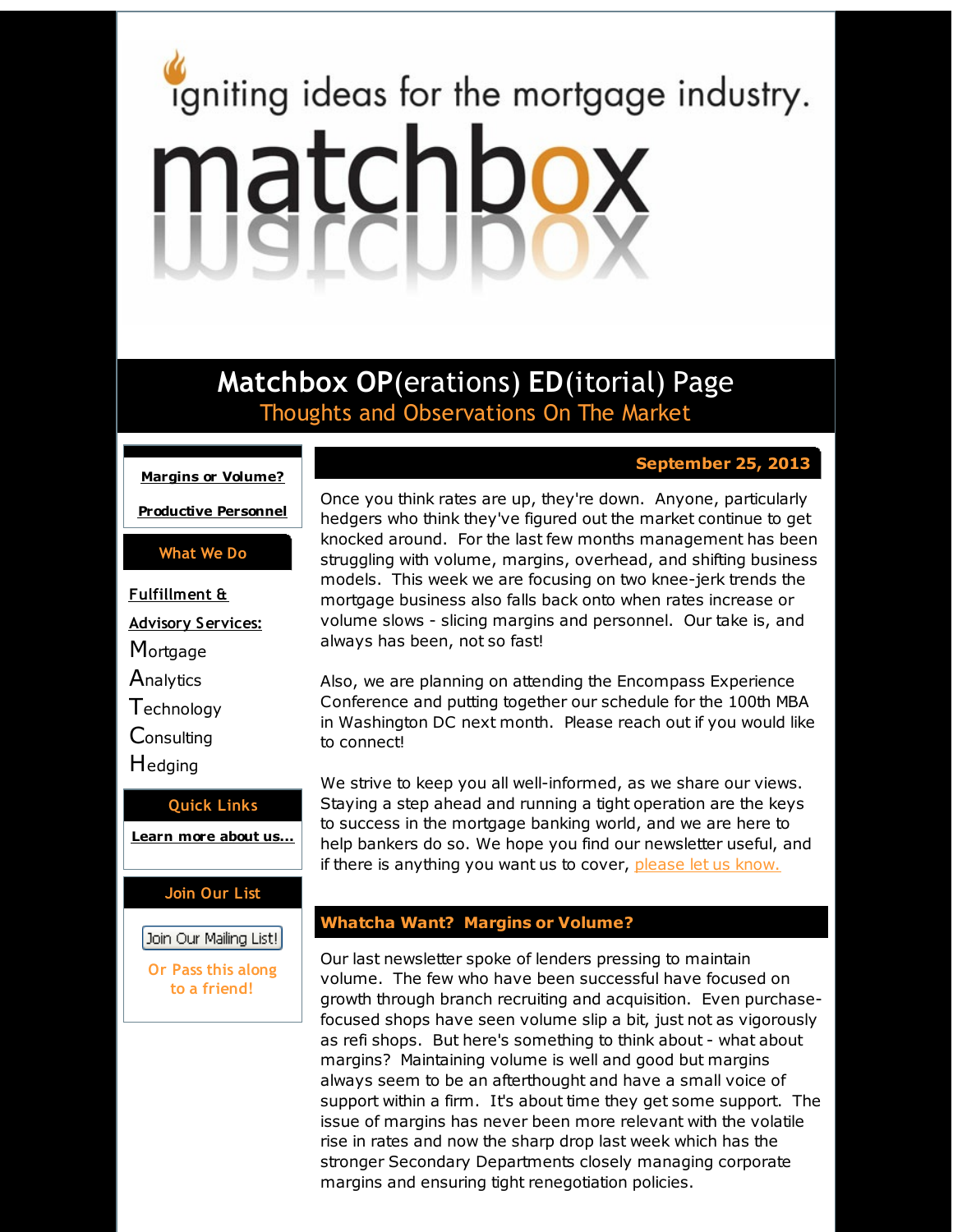igniting ideas for the mortgage industry.

# matchbox

## Matchbox OP(erations) ED(itorial) Page

Thoughts and Observations On The Market

**Margins or Volume?**

**Productive Personnel**

**What We Do**

**Fulfillment & Advisory Services:**

Mortgage
Analytics
Technology
Consulting
Hedging

**Quick Links**

**Learn more about us...**

**Join Our List**

Join Our Mailing List!

Or Pass this along to a friend!

**September 25, 2013**

Once you think rates are up, they're down. Anyone, particularly hedgers who think they've figured out the market continue to get knocked around. For the last few months management has been struggling with volume, margins, overhead, and shifting business models. This week we are focusing on two knee-jerk trends the mortgage business also falls back onto when rates increase or volume slows - slicing margins and personnel. Our take is, and always has been, not so fast!

Also, we are planning on attending the Encompass Experience Conference and putting together our schedule for the 100th MBA in Washington DC next month. Please reach out if you would like to connect!

We strive to keep you all well-informed, as we share our views. Staying a step ahead and running a tight operation are the keys to success in the mortgage banking world, and we are here to help bankers do so. We hope you find our newsletter useful, and if there is anything you want us to cover, please let us know.

## Whatcha Want? Margins or Volume?

Our last newsletter spoke of lenders pressing to maintain volume. The few who have been successful have focused on growth through branch recruiting and acquisition. Even purchase-focused shops have seen volume slip a bit, just not as vigorously as refi shops. But here's something to think about - what about margins? Maintaining volume is well and good but margins always seem to be an afterthought and have a small voice of support within a firm. It's about time they get some support. The issue of margins has never been more relevant with the volatile rise in rates and now the sharp drop last week which has the stronger Secondary Departments closely managing corporate margins and ensuring tight renegotiation policies.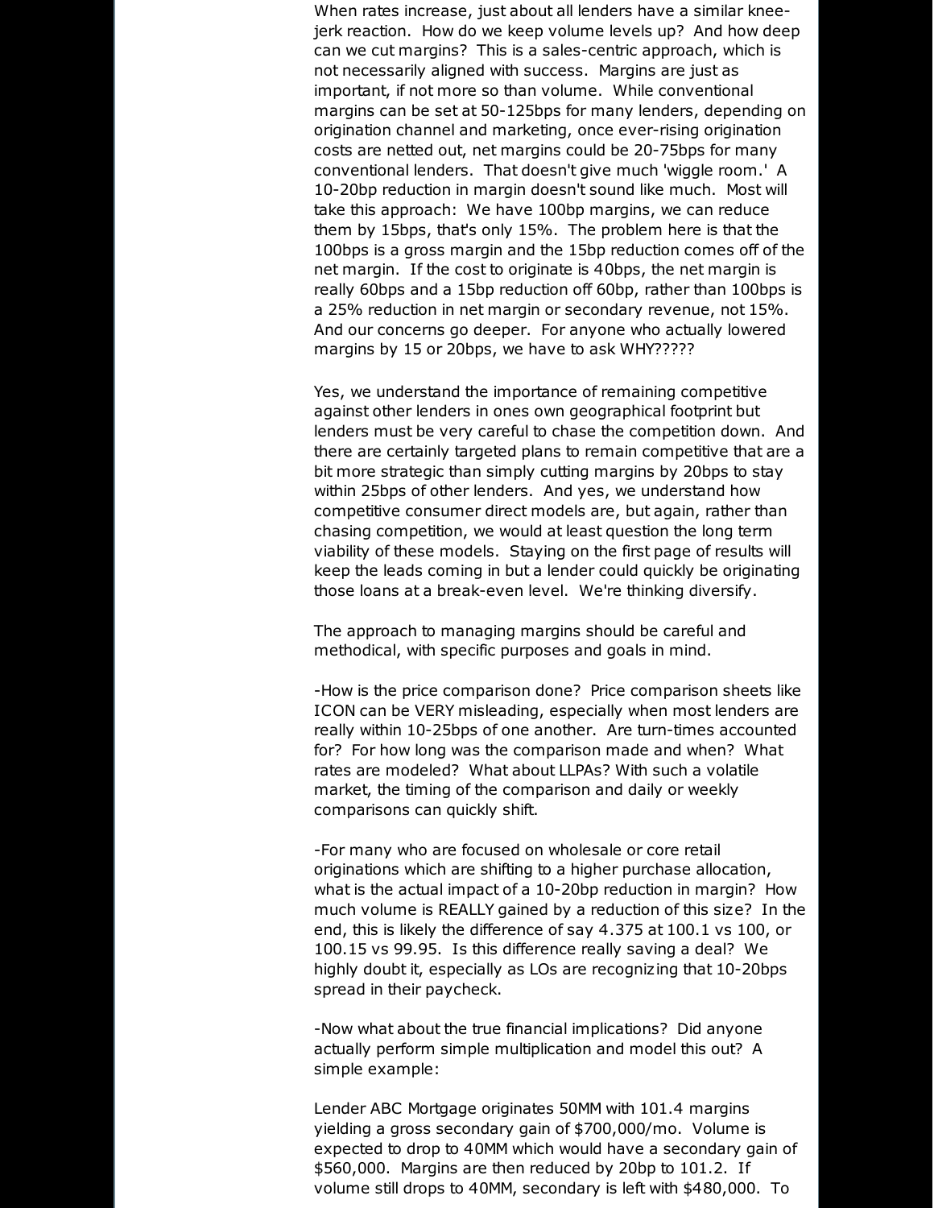When rates increase, just about all lenders have a similar knee-jerk reaction. How do we keep volume levels up? And how deep can we cut margins? This is a sales-centric approach, which is not necessarily aligned with success. Margins are just as important, if not more so than volume. While conventional margins can be set at 50-125bps for many lenders, depending on origination channel and marketing, once ever-rising origination costs are netted out, net margins could be 20-75bps for many conventional lenders. That doesn't give much 'wiggle room.' A 10-20bp reduction in margin doesn't sound like much. Most will take this approach: We have 100bp margins, we can reduce them by 15bps, that's only 15%. The problem here is that the 100bps is a gross margin and the 15bp reduction comes off of the net margin. If the cost to originate is 40bps, the net margin is really 60bps and a 15bp reduction off 60bp, rather than 100bps is a 25% reduction in net margin or secondary revenue, not 15%. And our concerns go deeper. For anyone who actually lowered margins by 15 or 20bps, we have to ask WHY?????

Yes, we understand the importance of remaining competitive against other lenders in ones own geographical footprint but lenders must be very careful to chase the competition down. And there are certainly targeted plans to remain competitive that are a bit more strategic than simply cutting margins by 20bps to stay within 25bps of other lenders. And yes, we understand how competitive consumer direct models are, but again, rather than chasing competition, we would at least question the long term viability of these models. Staying on the first page of results will keep the leads coming in but a lender could quickly be originating those loans at a break-even level. We're thinking diversify.

The approach to managing margins should be careful and methodical, with specific purposes and goals in mind.

-How is the price comparison done? Price comparison sheets like ICON can be VERY misleading, especially when most lenders are really within 10-25bps of one another. Are turn-times accounted for? For how long was the comparison made and when? What rates are modeled? What about LLPAs? With such a volatile market, the timing of the comparison and daily or weekly comparisons can quickly shift.

-For many who are focused on wholesale or core retail originations which are shifting to a higher purchase allocation, what is the actual impact of a 10-20bp reduction in margin? How much volume is REALLY gained by a reduction of this size? In the end, this is likely the difference of say 4.375 at 100.1 vs 100, or 100.15 vs 99.95. Is this difference really saving a deal? We highly doubt it, especially as LOs are recognizing that 10-20bps spread in their paycheck.

-Now what about the true financial implications? Did anyone actually perform simple multiplication and model this out? A simple example:

Lender ABC Mortgage originates 50MM with 101.4 margins yielding a gross secondary gain of $700,000/mo. Volume is expected to drop to 40MM which would have a secondary gain of $560,000. Margins are then reduced by 20bp to 101.2. If volume still drops to 40MM, secondary is left with $480,000. To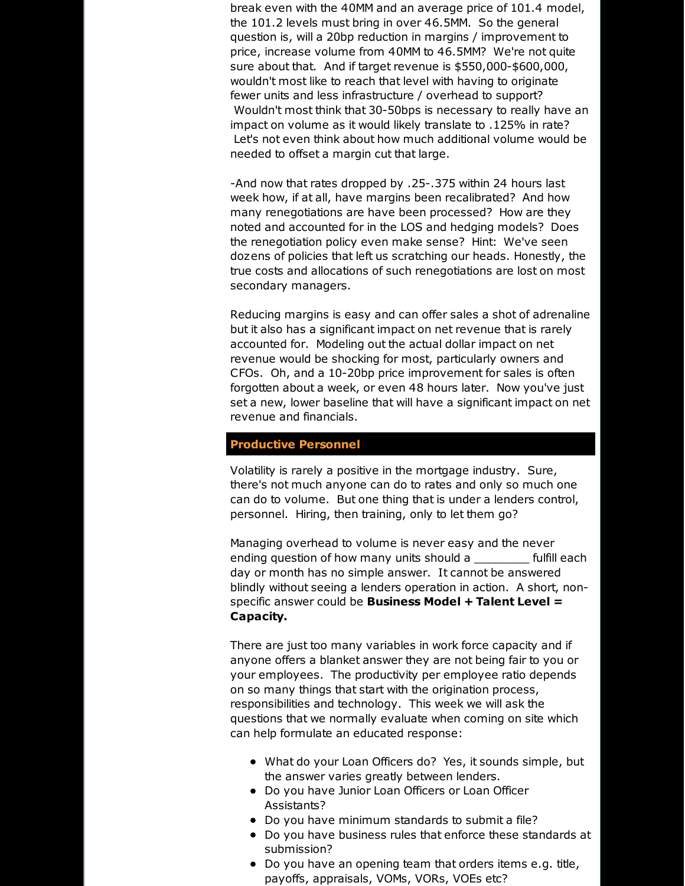break even with the 40MM and an average price of 101.4 model, the 101.2 levels must bring in over 46.5MM. So the general question is, will a 20bp reduction in margins / improvement to price, increase volume from 40MM to 46.5MM? We're not quite sure about that. And if target revenue is $550,000-$600,000, wouldn't most like to reach that level with having to originate fewer units and less infrastructure / overhead to support? Wouldn't most think that 30-50bps is necessary to really have an impact on volume as it would likely translate to .125% in rate? Let's not even think about how much additional volume would be needed to offset a margin cut that large.

-And now that rates dropped by .25-.375 within 24 hours last week how, if at all, have margins been recalibrated? And how many renegotiations are have been processed? How are they noted and accounted for in the LOS and hedging models? Does the renegotiation policy even make sense? Hint: We've seen dozens of policies that left us scratching our heads. Honestly, the true costs and allocations of such renegotiations are lost on most secondary managers.

Reducing margins is easy and can offer sales a shot of adrenaline but it also has a significant impact on net revenue that is rarely accounted for. Modeling out the actual dollar impact on net revenue would be shocking for most, particularly owners and CFOs. Oh, and a 10-20bp price improvement for sales is often forgotten about a week, or even 48 hours later. Now you've just set a new, lower baseline that will have a significant impact on net revenue and financials.

## Productive Personnel

Volatility is rarely a positive in the mortgage industry. Sure, there's not much anyone can do to rates and only so much one can do to volume. But one thing that is under a lenders control, personnel. Hiring, then training, only to let them go?

Managing overhead to volume is never easy and the never ending question of how many units should a ________ fulfill each day or month has no simple answer. It cannot be answered blindly without seeing a lenders operation in action. A short, non-specific answer could be **Business Model + Talent Level = Capacity.**

There are just too many variables in work force capacity and if anyone offers a blanket answer they are not being fair to you or your employees. The productivity per employee ratio depends on so many things that start with the origination process, responsibilities and technology. This week we will ask the questions that we normally evaluate when coming on site which can help formulate an educated response:

- What do your Loan Officers do? Yes, it sounds simple, but the answer varies greatly between lenders.
- Do you have Junior Loan Officers or Loan Officer Assistants?
- Do you have minimum standards to submit a file?
- Do you have business rules that enforce these standards at submission?
- Do you have an opening team that orders items e.g. title, payoffs, appraisals, VOMs, VORs, VOEs etc?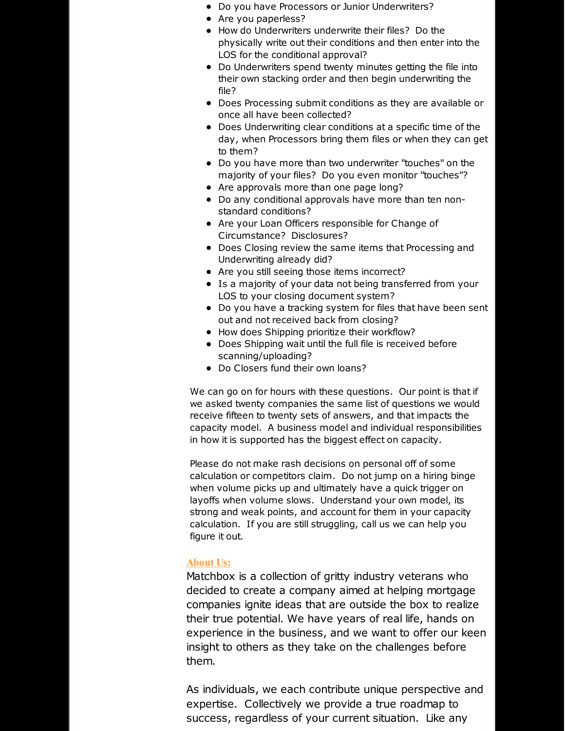- Do you have Processors or Junior Underwriters?
- Are you paperless?
- How do Underwriters underwrite their files? Do the physically write out their conditions and then enter into the LOS for the conditional approval?
- Do Underwriters spend twenty minutes getting the file into their own stacking order and then begin underwriting the file?
- Does Processing submit conditions as they are available or once all have been collected?
- Does Underwriting clear conditions at a specific time of the day, when Processors bring them files or when they can get to them?
- Do you have more than two underwriter "touches" on the majority of your files? Do you even monitor "touches"?
- Are approvals more than one page long?
- Do any conditional approvals have more than ten non-standard conditions?
- Are your Loan Officers responsible for Change of Circumstance? Disclosures?
- Does Closing review the same items that Processing and Underwriting already did?
- Are you still seeing those items incorrect?
- Is a majority of your data not being transferred from your LOS to your closing document system?
- Do you have a tracking system for files that have been sent out and not received back from closing?
- How does Shipping prioritize their workflow?
- Does Shipping wait until the full file is received before scanning/uploading?
- Do Closers fund their own loans?

We can go on for hours with these questions. Our point is that if we asked twenty companies the same list of questions we would receive fifteen to twenty sets of answers, and that impacts the capacity model. A business model and individual responsibilities in how it is supported has the biggest effect on capacity.

Please do not make rash decisions on personal off of some calculation or competitors claim. Do not jump on a hiring binge when volume picks up and ultimately have a quick trigger on layoffs when volume slows. Understand your own model, its strong and weak points, and account for them in your capacity calculation. If you are still struggling, call us we can help you figure it out.

**About Us:**

Matchbox is a collection of gritty industry veterans who decided to create a company aimed at helping mortgage companies ignite ideas that are outside the box to realize their true potential. We have years of real life, hands on experience in the business, and we want to offer our keen insight to others as they take on the challenges before them.

As individuals, we each contribute unique perspective and expertise. Collectively we provide a true roadmap to success, regardless of your current situation. Like any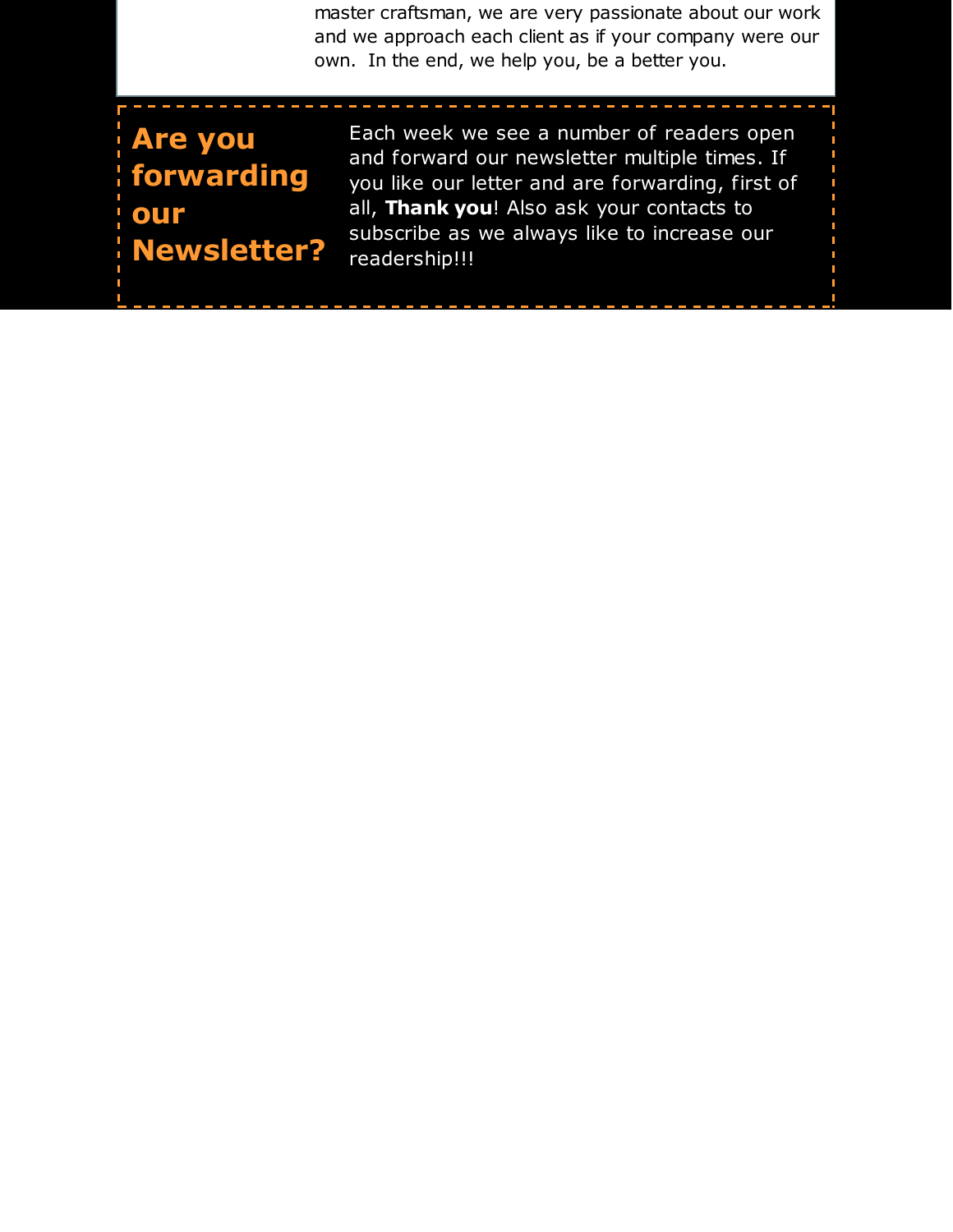master craftsman, we are very passionate about our work and we approach each client as if your company were our own.  In the end, we help you, be a better you.

## Are you forwarding our Newsletter?

Each week we see a number of readers open and forward our newsletter multiple times. If you like our letter and are forwarding, first of all, **Thank you**! Also ask your contacts to subscribe as we always like to increase our readership!!!